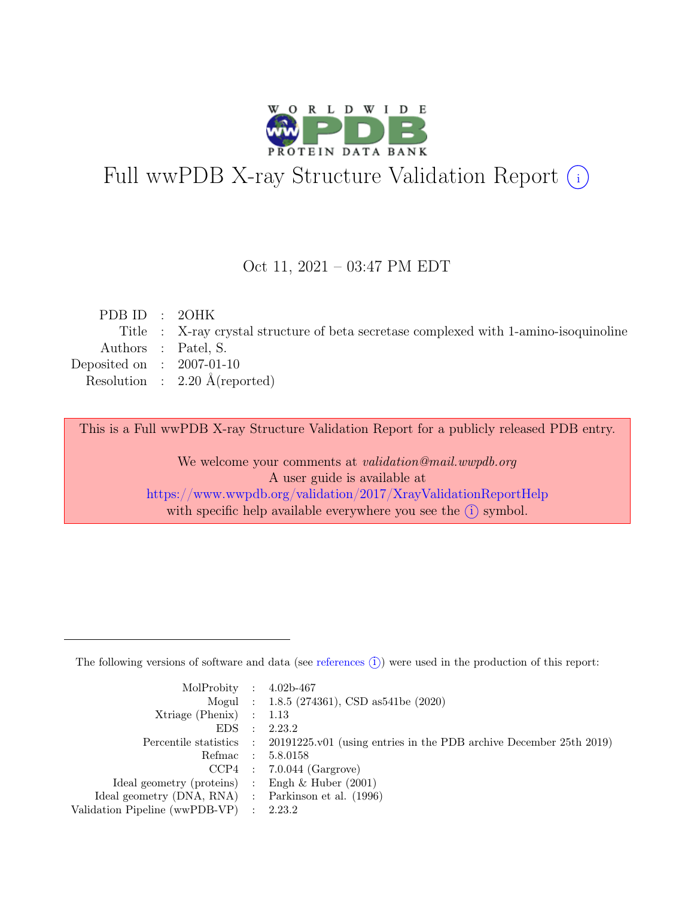# Full wwPDB X-ray Structure Validation Report (i)

Oct 11, 2021 – 03:47 PM EDT

| | | |
|---|---|---|
| PDB ID | : | 2OHK |
| Title | : | X-ray crystal structure of beta secretase complexed with 1-amino-isoquinoline |
| Authors | : | Patel, S. |
| Deposited on | : | 2007-01-10 |
| Resolution | : | 2.20 Å(reported) |

This is a Full wwPDB X-ray Structure Validation Report for a publicly released PDB entry.

We welcome your comments at *validation@mail.wwpdb.org*
A user guide is available at
https://www.wwpdb.org/validation/2017/XrayValidationReportHelp
with specific help available everywhere you see the (i) symbol.

---

The following versions of software and data (see references (i)) were used in the production of this report:

| | | |
|---|---|---|
| MolProbity | : | 4.02b-467 |
| Mogul | : | 1.8.5 (274361), CSD as541be (2020) |
| Xtriage (Phenix) | : | 1.13 |
| EDS | : | 2.23.2 |
| Percentile statistics | : | 20191225.v01 (using entries in the PDB archive December 25th 2019) |
| Refmac | : | 5.8.0158 |
| CCP4 | : | 7.0.044 (Gargrove) |
| Ideal geometry (proteins) | : | Engh & Huber (2001) |
| Ideal geometry (DNA, RNA) | : | Parkinson et al. (1996) |
| Validation Pipeline (wwPDB-VP) | : | 2.23.2 |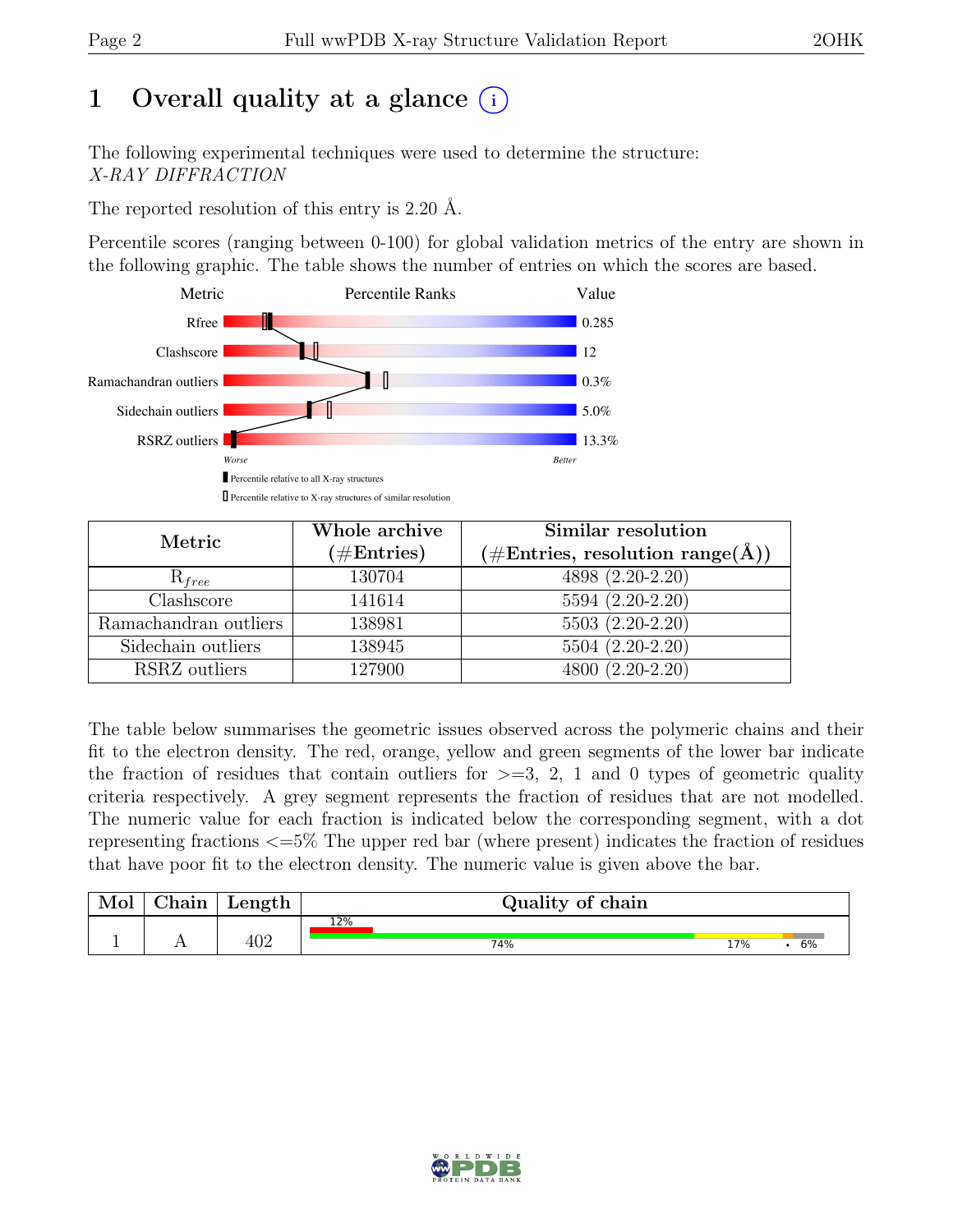# 1 Overall quality at a glance (i)

The following experimental techniques were used to determine the structure:
*X-RAY DIFFRACTION*

The reported resolution of this entry is 2.20 Å.

Percentile scores (ranging between 0-100) for global validation metrics of the entry are shown in the following graphic. The table shows the number of entries on which the scores are based.

| Metric | Value |
|---|---|
| Rfree | 0.285 |
| Clashscore | 12 |
| Ramachandran outliers | 0.3% |
| Sidechain outliers | 5.0% |
| RSRZ outliers | 13.3% |

Worse — Better

▮ Percentile relative to all X-ray structures

▯ Percentile relative to X-ray structures of similar resolution

| Metric | Whole archive (#Entries) | Similar resolution (#Entries, resolution range(Å)) |
|---|---|---|
| $R_{free}$ | 130704 | 4898 (2.20-2.20) |
| Clashscore | 141614 | 5594 (2.20-2.20) |
| Ramachandran outliers | 138981 | 5503 (2.20-2.20) |
| Sidechain outliers | 138945 | 5504 (2.20-2.20) |
| RSRZ outliers | 127900 | 4800 (2.20-2.20) |

The table below summarises the geometric issues observed across the polymeric chains and their fit to the electron density. The red, orange, yellow and green segments of the lower bar indicate the fraction of residues that contain outliers for >=3, 2, 1 and 0 types of geometric quality criteria respectively. A grey segment represents the fraction of residues that are not modelled. The numeric value for each fraction is indicated below the corresponding segment, with a dot representing fractions <=5% The upper red bar (where present) indicates the fraction of residues that have poor fit to the electron density. The numeric value is given above the bar.

| Mol | Chain | Length | Quality of chain |
|---|---|---|---|
| 1 | A | 402 | 12% (poor fit); 74% (green), 17% (yellow), • (orange), 6% (grey) |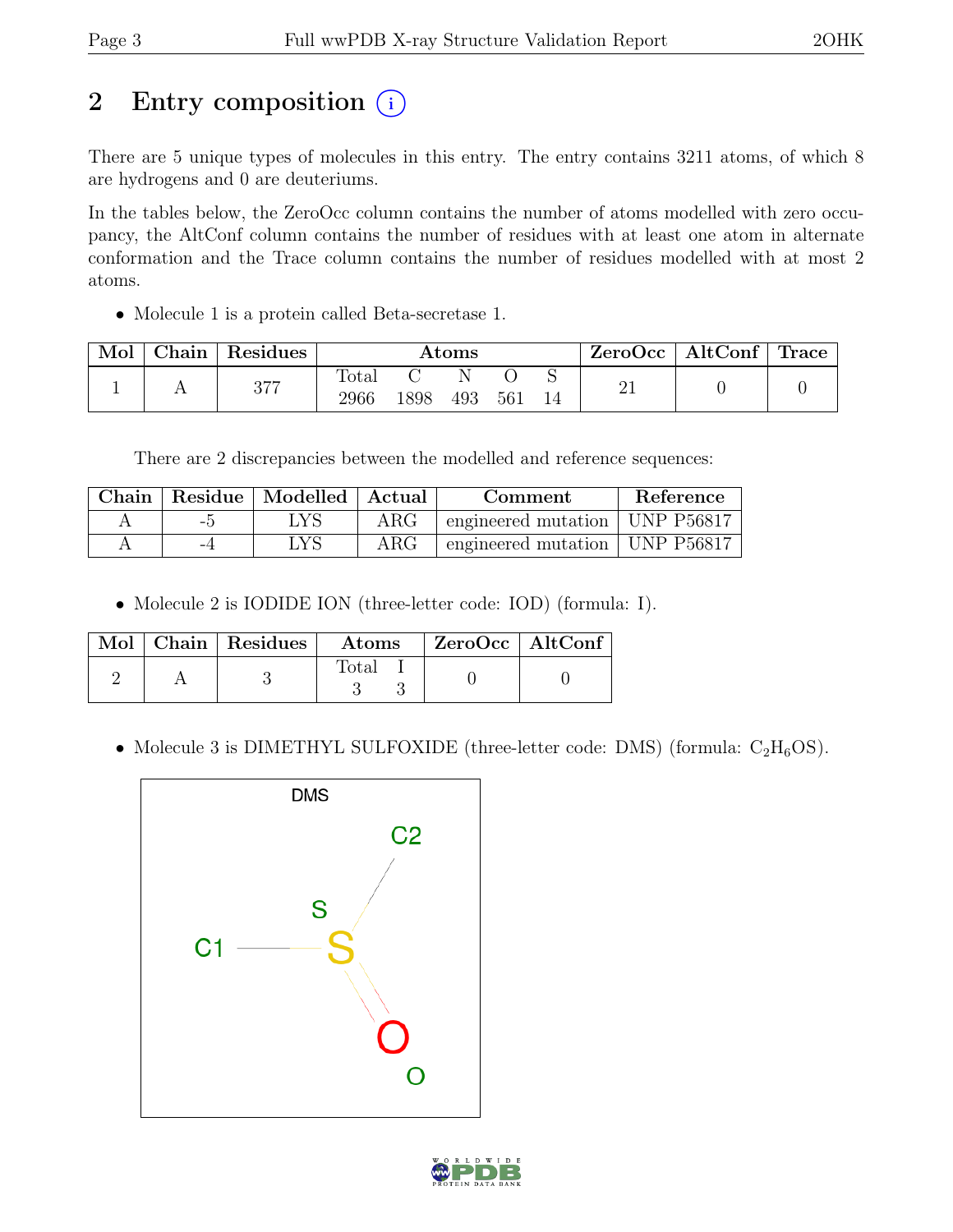# 2 Entry composition

There are 5 unique types of molecules in this entry. The entry contains 3211 atoms, of which 8 are hydrogens and 0 are deuteriums.

In the tables below, the ZeroOcc column contains the number of atoms modelled with zero occupancy, the AltConf column contains the number of residues with at least one atom in alternate conformation and the Trace column contains the number of residues modelled with at most 2 atoms.

- Molecule 1 is a protein called Beta-secretase 1.

| Mol | Chain | Residues | Atoms | | | | | ZeroOcc | AltConf | Trace |
|---|---|---|---|---|---|---|---|---|---|---|
| | | | Total | C | N | O | S | | | |
| 1 | A | 377 | 2966 | 1898 | 493 | 561 | 14 | 21 | 0 | 0 |

There are 2 discrepancies between the modelled and reference sequences:

| Chain | Residue | Modelled | Actual | Comment | Reference |
|---|---|---|---|---|---|
| A | -5 | LYS | ARG | engineered mutation | UNP P56817 |
| A | -4 | LYS | ARG | engineered mutation | UNP P56817 |

- Molecule 2 is IODIDE ION (three-letter code: IOD) (formula: I).

| Mol | Chain | Residues | Atoms | | ZeroOcc | AltConf |
|---|---|---|---|---|---|---|
| | | | Total | I | | |
| 2 | A | 3 | 3 | 3 | 0 | 0 |

- Molecule 3 is DIMETHYL SULFOXIDE (three-letter code: DMS) (formula: $C_2H_6OS$).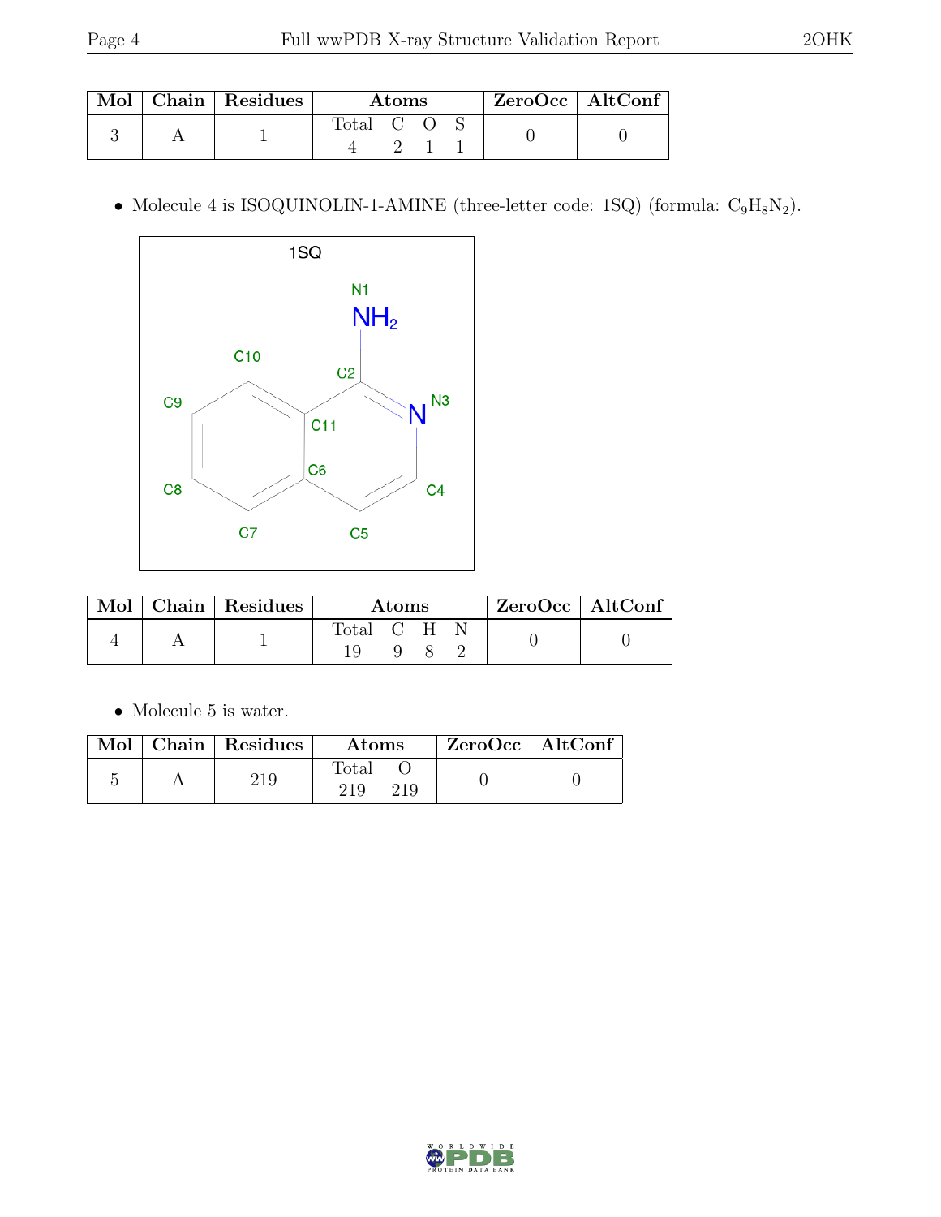| Mol | Chain | Residues | Atoms | ZeroOcc | AltConf |
|---|---|---|---|---|---|
| 3 | A | 1 | Total C O S<br>4 2 1 1 | 0 | 0 |

- Molecule 4 is ISOQUINOLIN-1-AMINE (three-letter code: 1SQ) (formula: $C_9H_8N_2$).

| Mol | Chain | Residues | Atoms | ZeroOcc | AltConf |
|---|---|---|---|---|---|
| 4 | A | 1 | Total C H N<br>19 9 8 2 | 0 | 0 |

- Molecule 5 is water.

| Mol | Chain | Residues | Atoms | ZeroOcc | AltConf |
|---|---|---|---|---|---|
| 5 | A | 219 | Total O<br>219 219 | 0 | 0 |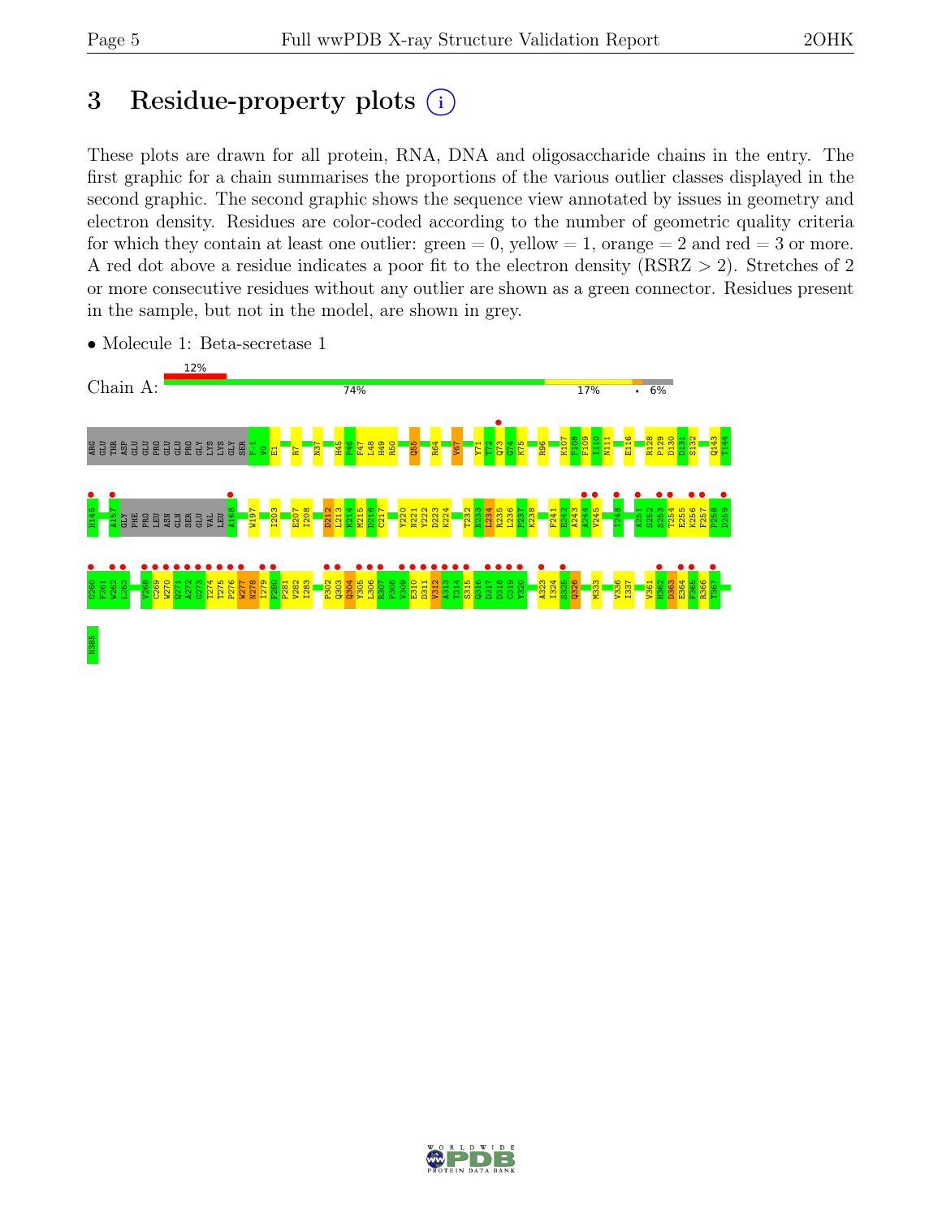# 3 Residue-property plots

These plots are drawn for all protein, RNA, DNA and oligosaccharide chains in the entry. The first graphic for a chain summarises the proportions of the various outlier classes displayed in the second graphic. The second graphic shows the sequence view annotated by issues in geometry and electron density. Residues are color-coded according to the number of geometric quality criteria for which they contain at least one outlier: green = 0, yellow = 1, orange = 2 and red = 3 or more. A red dot above a residue indicates a poor fit to the electron density (RSRZ > 2). Stretches of 2 or more consecutive residues without any outlier are shown as a green connector. Residues present in the sample, but not in the model, are shown in grey.

- Molecule 1: Beta-secretase 1

Chain A: 12% | 74% | 17% | • | 6%

ARG GLU THR ASP GLU GLU PRO GLU GLU PRO GLY LYS LYS GLY SER F-1 V0 E1 R7 N37 H45 F46 F47 L48 H49 R50 Q55 R64 V67 Y71 T72 Q73 G74 K75 R96 K107 F108 F109 I110 N111 E116 R128 P129 D130 D131 S132 Q143 T144

H145 A157 GLY PHE PRO LEU ASN GLN SER GLU VAL LEU A168 W197 I203 E207 I208 D212 L213 K214 M215 D216 C217 Y220 N221 Y222 D223 K224 T232 N233 L234 R235 L236 P237 K238 F241 E242 A243 A244 V245 I248 A251 S252 S253 T254 E255 K256 F257 P258 D259

G260 F261 W262 L263 V268 C269 W270 Q271 A272 G273 T274 T275 P276 W277 N278 I279 F280 P281 V282 I283 P302 Q303 Q304 Y305 L306 R307 P308 V309 E310 D311 V312 A313 T314 S315 Q316 D317 D318 C319 Y320 A323 I324 S325 Q326 M333 V336 I337 V361 H362 D363 E364 F365 R366 T367

N385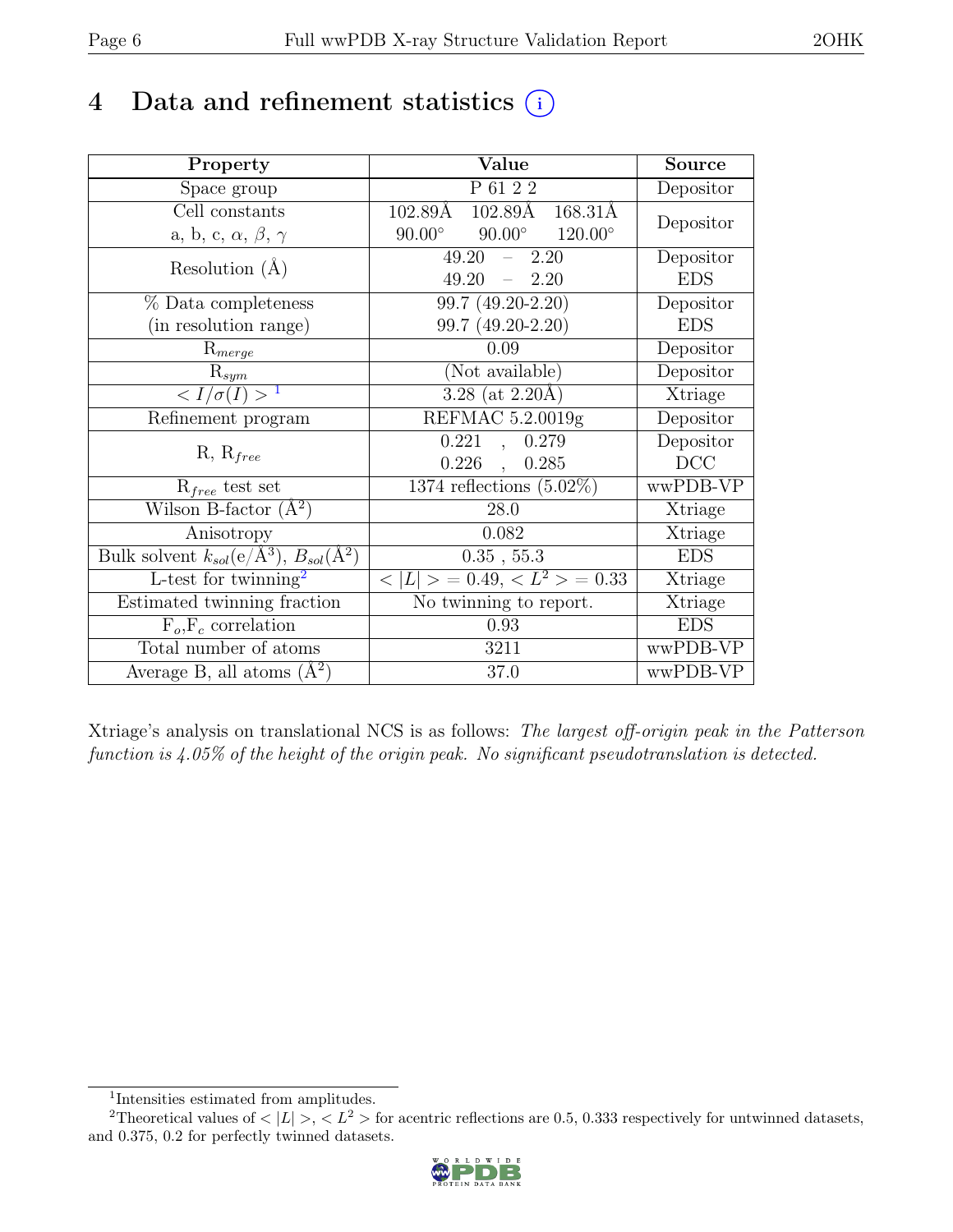# 4 Data and refinement statistics (i)

| Property | Value | Source |
|---|---|---|
| Space group | P 61 2 2 | Depositor |
| Cell constants<br>a, b, c, $\alpha$, $\beta$, $\gamma$ | 102.89Å 102.89Å 168.31Å<br>90.00° 90.00° 120.00° | Depositor |
| Resolution (Å) | 49.20 – 2.20<br>49.20 – 2.20 | Depositor<br>EDS |
| % Data completeness<br>(in resolution range) | 99.7 (49.20-2.20)<br>99.7 (49.20-2.20) | Depositor<br>EDS |
| $R_{merge}$ | 0.09 | Depositor |
| $R_{sym}$ | (Not available) | Depositor |
| $< I/\sigma(I) >$ [1] | 3.28 (at 2.20Å) | Xtriage |
| Refinement program | REFMAC 5.2.0019g | Depositor |
| R, $R_{free}$ | 0.221 , 0.279<br>0.226 , 0.285 | Depositor<br>DCC |
| $R_{free}$ test set | 1374 reflections (5.02%) | wwPDB-VP |
| Wilson B-factor (Å$^2$) | 28.0 | Xtriage |
| Anisotropy | 0.082 | Xtriage |
| Bulk solvent $k_{sol}$(e/Å$^3$), $B_{sol}$(Å$^2$) | 0.35 , 55.3 | EDS |
| L-test for twinning[2] | $< \|L\| > = 0.49$, $< L^2 > = 0.33$ | Xtriage |
| Estimated twinning fraction | No twinning to report. | Xtriage |
| $F_o$,$F_c$ correlation | 0.93 | EDS |
| Total number of atoms | 3211 | wwPDB-VP |
| Average B, all atoms (Å$^2$) | 37.0 | wwPDB-VP |

Xtriage's analysis on translational NCS is as follows: *The largest off-origin peak in the Patterson function is 4.05% of the height of the origin peak. No significant pseudotranslation is detected.*

[1] Intensities estimated from amplitudes.

[2] Theoretical values of $< |L| >$, $< L^2 >$ for acentric reflections are 0.5, 0.333 respectively for untwinned datasets, and 0.375, 0.2 for perfectly twinned datasets.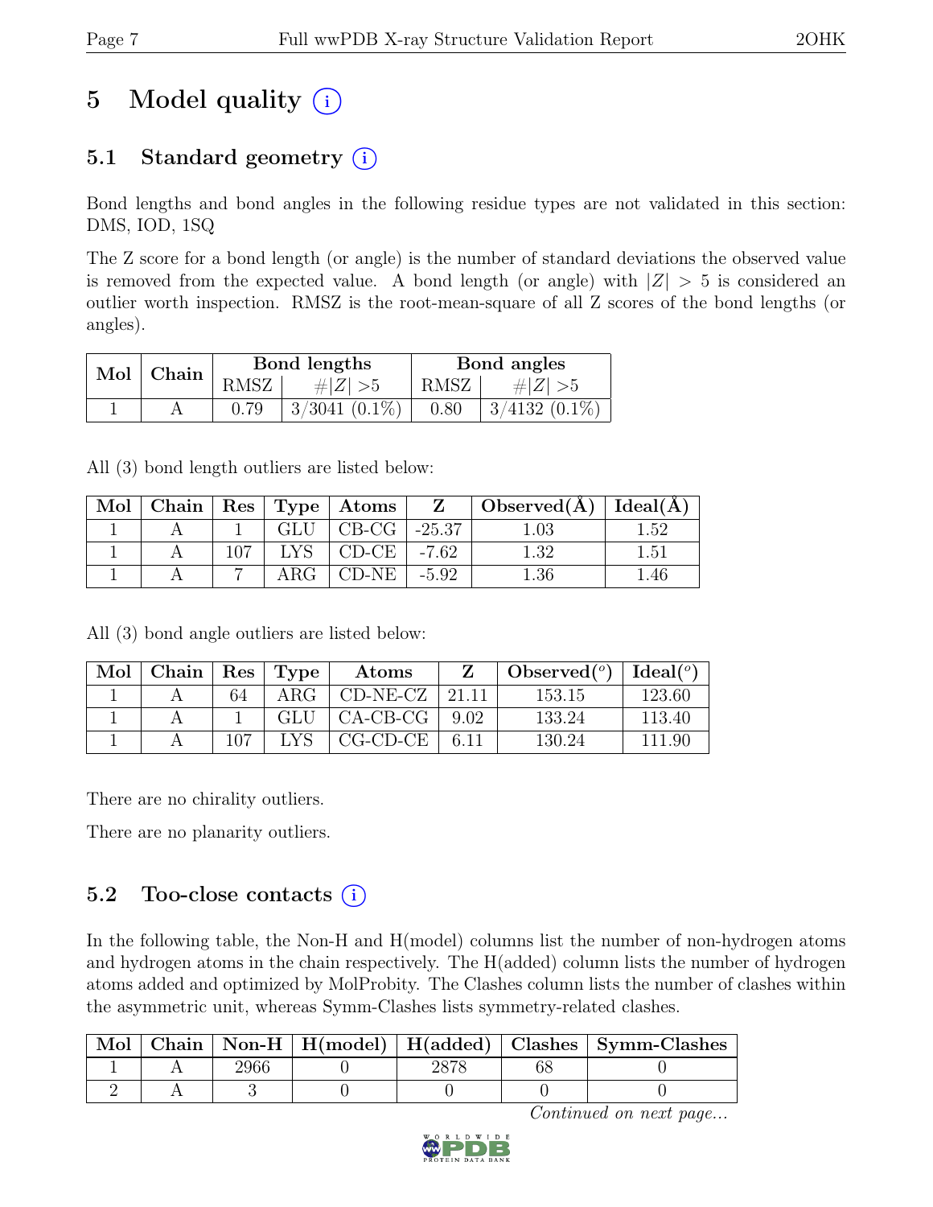# 5 Model quality (i)

## 5.1 Standard geometry (i)

Bond lengths and bond angles in the following residue types are not validated in this section: DMS, IOD, 1SQ

The Z score for a bond length (or angle) is the number of standard deviations the observed value is removed from the expected value. A bond length (or angle) with $|Z| > 5$ is considered an outlier worth inspection. RMSZ is the root-mean-square of all Z scores of the bond lengths (or angles).

| Mol | Chain | Bond lengths | | Bond angles | |
|---|---|---|---|---|---|
| | | RMSZ | $\#\|Z\| > 5$ | RMSZ | $\#\|Z\| > 5$ |
| 1 | A | 0.79 | 3/3041 (0.1%) | 0.80 | 3/4132 (0.1%) |

All (3) bond length outliers are listed below:

| Mol | Chain | Res | Type | Atoms | Z | Observed(Å) | Ideal(Å) |
|---|---|---|---|---|---|---|---|
| 1 | A | 1 | GLU | CB-CG | -25.37 | 1.03 | 1.52 |
| 1 | A | 107 | LYS | CD-CE | -7.62 | 1.32 | 1.51 |
| 1 | A | 7 | ARG | CD-NE | -5.92 | 1.36 | 1.46 |

All (3) bond angle outliers are listed below:

| Mol | Chain | Res | Type | Atoms | Z | Observed(°) | Ideal(°) |
|---|---|---|---|---|---|---|---|
| 1 | A | 64 | ARG | CD-NE-CZ | 21.11 | 153.15 | 123.60 |
| 1 | A | 1 | GLU | CA-CB-CG | 9.02 | 133.24 | 113.40 |
| 1 | A | 107 | LYS | CG-CD-CE | 6.11 | 130.24 | 111.90 |

There are no chirality outliers.

There are no planarity outliers.

## 5.2 Too-close contacts (i)

In the following table, the Non-H and H(model) columns list the number of non-hydrogen atoms and hydrogen atoms in the chain respectively. The H(added) column lists the number of hydrogen atoms added and optimized by MolProbity. The Clashes column lists the number of clashes within the asymmetric unit, whereas Symm-Clashes lists symmetry-related clashes.

| Mol | Chain | Non-H | H(model) | H(added) | Clashes | Symm-Clashes |
|---|---|---|---|---|---|---|
| 1 | A | 2966 | 0 | 2878 | 68 | 0 |
| 2 | A | 3 | 0 | 0 | 0 | 0 |

*Continued on next page...*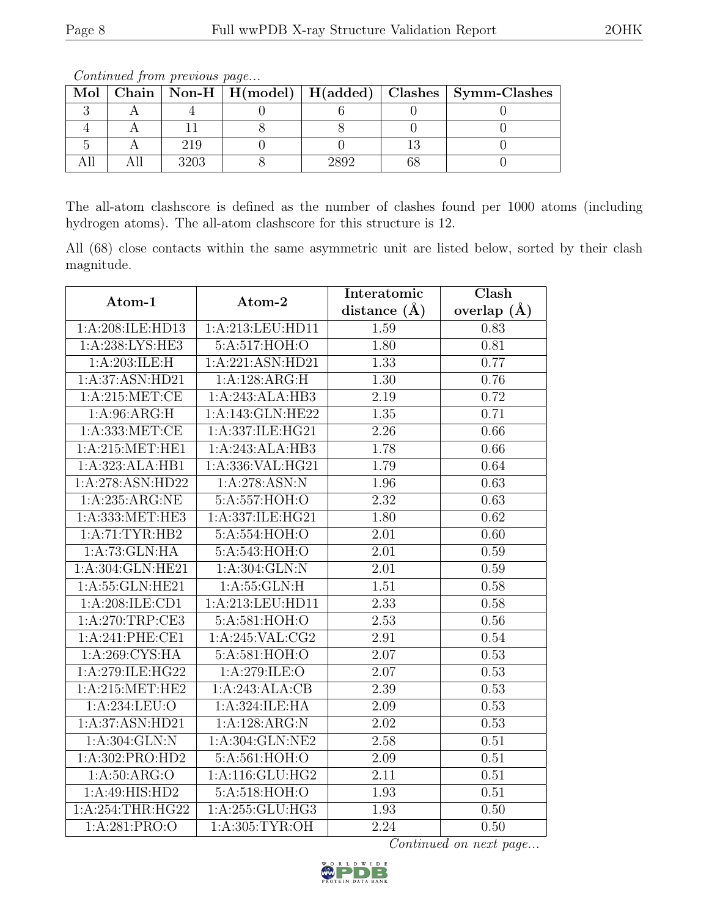*Continued from previous page...*

| Mol | Chain | Non-H | H(model) | H(added) | Clashes | Symm-Clashes |
|---|---|---|---|---|---|---|
| 3 | A | 4 | 0 | 6 | 0 | 0 |
| 4 | A | 11 | 8 | 8 | 0 | 0 |
| 5 | A | 219 | 0 | 0 | 13 | 0 |
| All | All | 3203 | 8 | 2892 | 68 | 0 |

The all-atom clashscore is defined as the number of clashes found per 1000 atoms (including hydrogen atoms). The all-atom clashscore for this structure is 12.

All (68) close contacts within the same asymmetric unit are listed below, sorted by their clash magnitude.

| Atom-1 | Atom-2 | Interatomic distance (Å) | Clash overlap (Å) |
|---|---|---|---|
| 1:A:208:ILE:HD13 | 1:A:213:LEU:HD11 | 1.59 | 0.83 |
| 1:A:238:LYS:HE3 | 5:A:517:HOH:O | 1.80 | 0.81 |
| 1:A:203:ILE:H | 1:A:221:ASN:HD21 | 1.33 | 0.77 |
| 1:A:37:ASN:HD21 | 1:A:128:ARG:H | 1.30 | 0.76 |
| 1:A:215:MET:CE | 1:A:243:ALA:HB3 | 2.19 | 0.72 |
| 1:A:96:ARG:H | 1:A:143:GLN:HE22 | 1.35 | 0.71 |
| 1:A:333:MET:CE | 1:A:337:ILE:HG21 | 2.26 | 0.66 |
| 1:A:215:MET:HE1 | 1:A:243:ALA:HB3 | 1.78 | 0.66 |
| 1:A:323:ALA:HB1 | 1:A:336:VAL:HG21 | 1.79 | 0.64 |
| 1:A:278:ASN:HD22 | 1:A:278:ASN:N | 1.96 | 0.63 |
| 1:A:235:ARG:NE | 5:A:557:HOH:O | 2.32 | 0.63 |
| 1:A:333:MET:HE3 | 1:A:337:ILE:HG21 | 1.80 | 0.62 |
| 1:A:71:TYR:HB2 | 5:A:554:HOH:O | 2.01 | 0.60 |
| 1:A:73:GLN:HA | 5:A:543:HOH:O | 2.01 | 0.59 |
| 1:A:304:GLN:HE21 | 1:A:304:GLN:N | 2.01 | 0.59 |
| 1:A:55:GLN:HE21 | 1:A:55:GLN:H | 1.51 | 0.58 |
| 1:A:208:ILE:CD1 | 1:A:213:LEU:HD11 | 2.33 | 0.58 |
| 1:A:270:TRP:CE3 | 5:A:581:HOH:O | 2.53 | 0.56 |
| 1:A:241:PHE:CE1 | 1:A:245:VAL:CG2 | 2.91 | 0.54 |
| 1:A:269:CYS:HA | 5:A:581:HOH:O | 2.07 | 0.53 |
| 1:A:279:ILE:HG22 | 1:A:279:ILE:O | 2.07 | 0.53 |
| 1:A:215:MET:HE2 | 1:A:243:ALA:CB | 2.39 | 0.53 |
| 1:A:234:LEU:O | 1:A:324:ILE:HA | 2.09 | 0.53 |
| 1:A:37:ASN:HD21 | 1:A:128:ARG:N | 2.02 | 0.53 |
| 1:A:304:GLN:N | 1:A:304:GLN:NE2 | 2.58 | 0.51 |
| 1:A:302:PRO:HD2 | 5:A:561:HOH:O | 2.09 | 0.51 |
| 1:A:50:ARG:O | 1:A:116:GLU:HG2 | 2.11 | 0.51 |
| 1:A:49:HIS:HD2 | 5:A:518:HOH:O | 1.93 | 0.51 |
| 1:A:254:THR:HG22 | 1:A:255:GLU:HG3 | 1.93 | 0.50 |
| 1:A:281:PRO:O | 1:A:305:TYR:OH | 2.24 | 0.50 |

*Continued on next page...*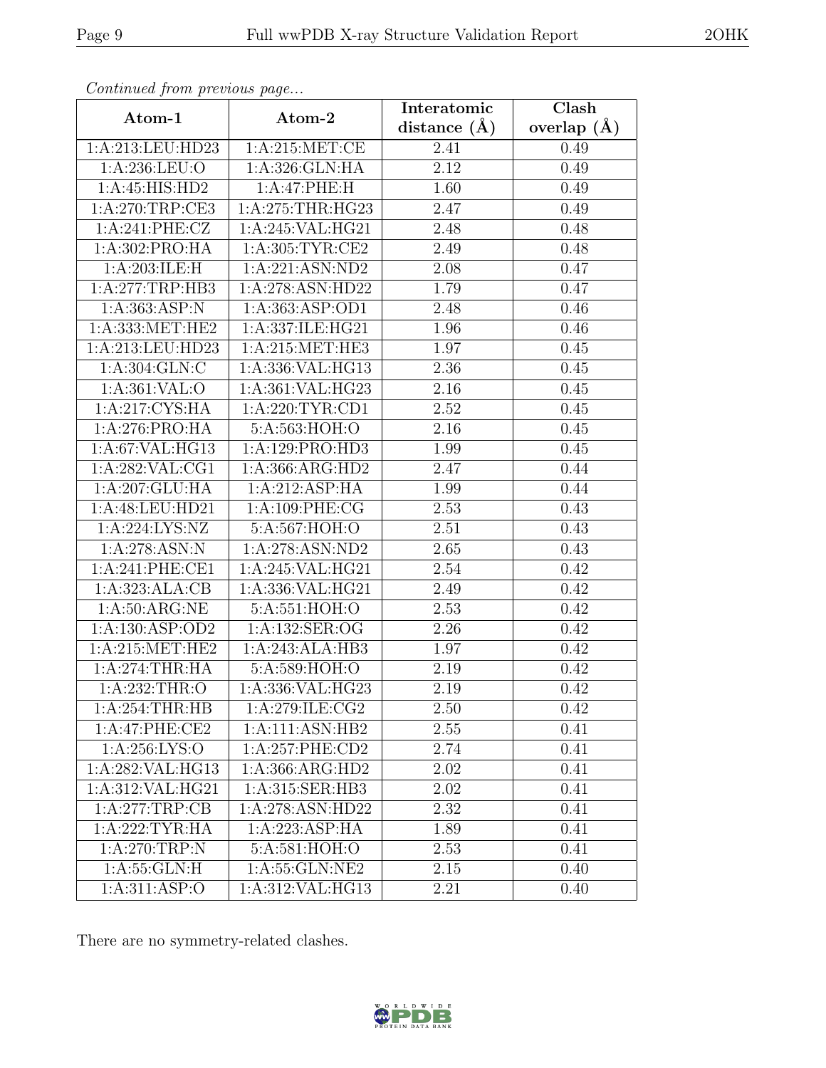*Continued from previous page...*

| Atom-1 | Atom-2 | Interatomic distance (Å) | Clash overlap (Å) |
|---|---|---|---|
| 1:A:213:LEU:HD23 | 1:A:215:MET:CE | 2.41 | 0.49 |
| 1:A:236:LEU:O | 1:A:326:GLN:HA | 2.12 | 0.49 |
| 1:A:45:HIS:HD2 | 1:A:47:PHE:H | 1.60 | 0.49 |
| 1:A:270:TRP:CE3 | 1:A:275:THR:HG23 | 2.47 | 0.49 |
| 1:A:241:PHE:CZ | 1:A:245:VAL:HG21 | 2.48 | 0.48 |
| 1:A:302:PRO:HA | 1:A:305:TYR:CE2 | 2.49 | 0.48 |
| 1:A:203:ILE:H | 1:A:221:ASN:ND2 | 2.08 | 0.47 |
| 1:A:277:TRP:HB3 | 1:A:278:ASN:HD22 | 1.79 | 0.47 |
| 1:A:363:ASP:N | 1:A:363:ASP:OD1 | 2.48 | 0.46 |
| 1:A:333:MET:HE2 | 1:A:337:ILE:HG21 | 1.96 | 0.46 |
| 1:A:213:LEU:HD23 | 1:A:215:MET:HE3 | 1.97 | 0.45 |
| 1:A:304:GLN:C | 1:A:336:VAL:HG13 | 2.36 | 0.45 |
| 1:A:361:VAL:O | 1:A:361:VAL:HG23 | 2.16 | 0.45 |
| 1:A:217:CYS:HA | 1:A:220:TYR:CD1 | 2.52 | 0.45 |
| 1:A:276:PRO:HA | 5:A:563:HOH:O | 2.16 | 0.45 |
| 1:A:67:VAL:HG13 | 1:A:129:PRO:HD3 | 1.99 | 0.45 |
| 1:A:282:VAL:CG1 | 1:A:366:ARG:HD2 | 2.47 | 0.44 |
| 1:A:207:GLU:HA | 1:A:212:ASP:HA | 1.99 | 0.44 |
| 1:A:48:LEU:HD21 | 1:A:109:PHE:CG | 2.53 | 0.43 |
| 1:A:224:LYS:NZ | 5:A:567:HOH:O | 2.51 | 0.43 |
| 1:A:278:ASN:N | 1:A:278:ASN:ND2 | 2.65 | 0.43 |
| 1:A:241:PHE:CE1 | 1:A:245:VAL:HG21 | 2.54 | 0.42 |
| 1:A:323:ALA:CB | 1:A:336:VAL:HG21 | 2.49 | 0.42 |
| 1:A:50:ARG:NE | 5:A:551:HOH:O | 2.53 | 0.42 |
| 1:A:130:ASP:OD2 | 1:A:132:SER:OG | 2.26 | 0.42 |
| 1:A:215:MET:HE2 | 1:A:243:ALA:HB3 | 1.97 | 0.42 |
| 1:A:274:THR:HA | 5:A:589:HOH:O | 2.19 | 0.42 |
| 1:A:232:THR:O | 1:A:336:VAL:HG23 | 2.19 | 0.42 |
| 1:A:254:THR:HB | 1:A:279:ILE:CG2 | 2.50 | 0.42 |
| 1:A:47:PHE:CE2 | 1:A:111:ASN:HB2 | 2.55 | 0.41 |
| 1:A:256:LYS:O | 1:A:257:PHE:CD2 | 2.74 | 0.41 |
| 1:A:282:VAL:HG13 | 1:A:366:ARG:HD2 | 2.02 | 0.41 |
| 1:A:312:VAL:HG21 | 1:A:315:SER:HB3 | 2.02 | 0.41 |
| 1:A:277:TRP:CB | 1:A:278:ASN:HD22 | 2.32 | 0.41 |
| 1:A:222:TYR:HA | 1:A:223:ASP:HA | 1.89 | 0.41 |
| 1:A:270:TRP:N | 5:A:581:HOH:O | 2.53 | 0.41 |
| 1:A:55:GLN:H | 1:A:55:GLN:NE2 | 2.15 | 0.40 |
| 1:A:311:ASP:O | 1:A:312:VAL:HG13 | 2.21 | 0.40 |

There are no symmetry-related clashes.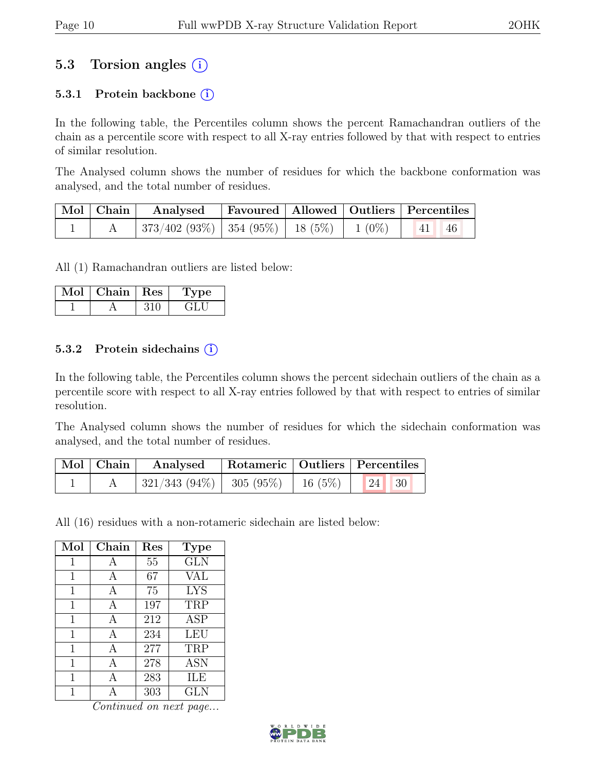## 5.3 Torsion angles (i)

### 5.3.1 Protein backbone (i)

In the following table, the Percentiles column shows the percent Ramachandran outliers of the chain as a percentile score with respect to all X-ray entries followed by that with respect to entries of similar resolution.

The Analysed column shows the number of residues for which the backbone conformation was analysed, and the total number of residues.

| Mol | Chain | Analysed | Favoured | Allowed | Outliers | Percentiles | |
|---|---|---|---|---|---|---|---|
| 1 | A | 373/402 (93%) | 354 (95%) | 18 (5%) | 1 (0%) | 41 | 46 |

All (1) Ramachandran outliers are listed below:

| Mol | Chain | Res | Type |
|---|---|---|---|
| 1 | A | 310 | GLU |

### 5.3.2 Protein sidechains (i)

In the following table, the Percentiles column shows the percent sidechain outliers of the chain as a percentile score with respect to all X-ray entries followed by that with respect to entries of similar resolution.

The Analysed column shows the number of residues for which the sidechain conformation was analysed, and the total number of residues.

| Mol | Chain | Analysed | Rotameric | Outliers | Percentiles | |
|---|---|---|---|---|---|---|
| 1 | A | 321/343 (94%) | 305 (95%) | 16 (5%) | 24 | 30 |

All (16) residues with a non-rotameric sidechain are listed below:

| Mol | Chain | Res | Type |
|---|---|---|---|
| 1 | A | 55 | GLN |
| 1 | A | 67 | VAL |
| 1 | A | 75 | LYS |
| 1 | A | 197 | TRP |
| 1 | A | 212 | ASP |
| 1 | A | 234 | LEU |
| 1 | A | 277 | TRP |
| 1 | A | 278 | ASN |
| 1 | A | 283 | ILE |
| 1 | A | 303 | GLN |

*Continued on next page...*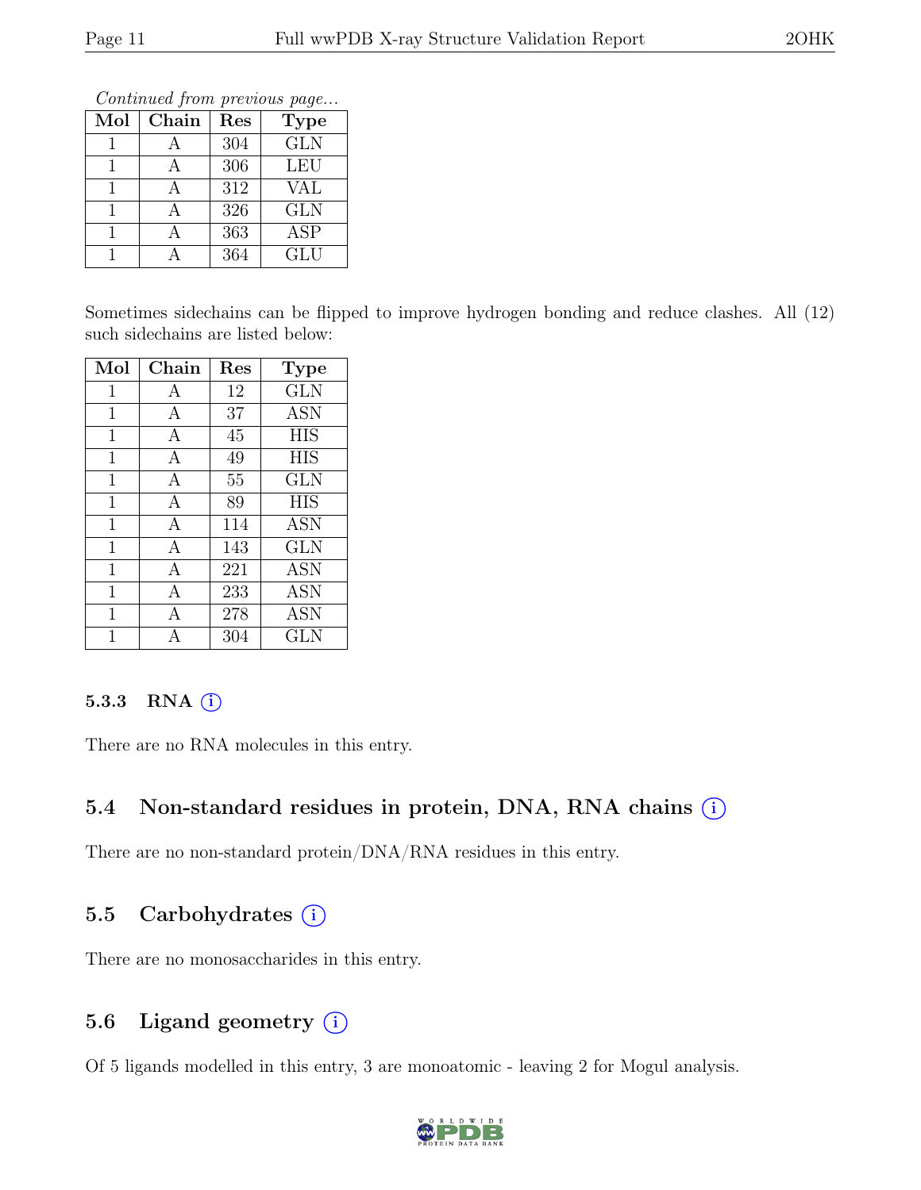*Continued from previous page...*

| Mol | Chain | Res | Type |
|---|---|---|---|
| 1 | A | 304 | GLN |
| 1 | A | 306 | LEU |
| 1 | A | 312 | VAL |
| 1 | A | 326 | GLN |
| 1 | A | 363 | ASP |
| 1 | A | 364 | GLU |

Sometimes sidechains can be flipped to improve hydrogen bonding and reduce clashes. All (12) such sidechains are listed below:

| Mol | Chain | Res | Type |
|---|---|---|---|
| 1 | A | 12 | GLN |
| 1 | A | 37 | ASN |
| 1 | A | 45 | HIS |
| 1 | A | 49 | HIS |
| 1 | A | 55 | GLN |
| 1 | A | 89 | HIS |
| 1 | A | 114 | ASN |
| 1 | A | 143 | GLN |
| 1 | A | 221 | ASN |
| 1 | A | 233 | ASN |
| 1 | A | 278 | ASN |
| 1 | A | 304 | GLN |

### 5.3.3 RNA (i)

There are no RNA molecules in this entry.

## 5.4 Non-standard residues in protein, DNA, RNA chains (i)

There are no non-standard protein/DNA/RNA residues in this entry.

## 5.5 Carbohydrates (i)

There are no monosaccharides in this entry.

## 5.6 Ligand geometry (i)

Of 5 ligands modelled in this entry, 3 are monoatomic - leaving 2 for Mogul analysis.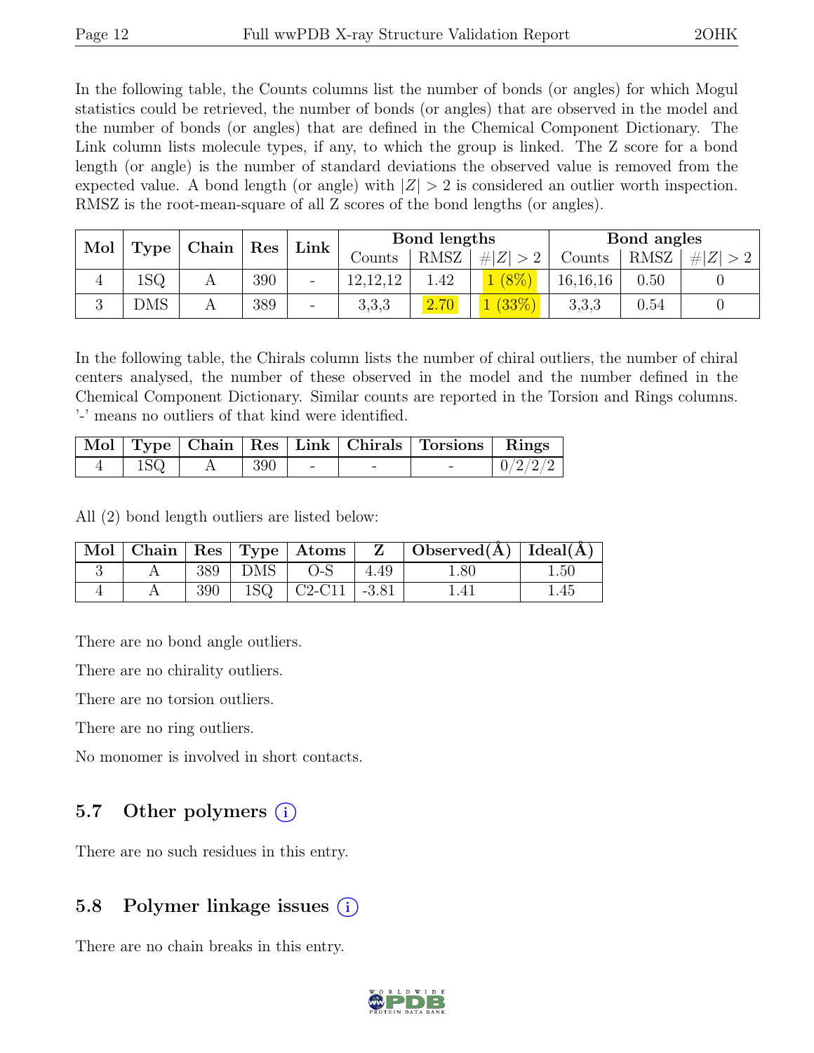In the following table, the Counts columns list the number of bonds (or angles) for which Mogul statistics could be retrieved, the number of bonds (or angles) that are observed in the model and the number of bonds (or angles) that are defined in the Chemical Component Dictionary. The Link column lists molecule types, if any, to which the group is linked. The Z score for a bond length (or angle) is the number of standard deviations the observed value is removed from the expected value. A bond length (or angle) with $|Z| > 2$ is considered an outlier worth inspection. RMSZ is the root-mean-square of all Z scores of the bond lengths (or angles).

| Mol | Type | Chain | Res | Link | Bond lengths | | | Bond angles | | |
|---|---|---|---|---|---|---|---|---|---|---|
| | | | | | Counts | RMSZ | $\#\|Z\| > 2$ | Counts | RMSZ | $\#\|Z\| > 2$ |
| 4 | 1SQ | A | 390 | - | 12,12,12 | 1.42 | 1 (8%) | 16,16,16 | 0.50 | 0 |
| 3 | DMS | A | 389 | - | 3,3,3 | 2.70 | 1 (33%) | 3,3,3 | 0.54 | 0 |

In the following table, the Chirals column lists the number of chiral outliers, the number of chiral centers analysed, the number of these observed in the model and the number defined in the Chemical Component Dictionary. Similar counts are reported in the Torsion and Rings columns. '-' means no outliers of that kind were identified.

| Mol | Type | Chain | Res | Link | Chirals | Torsions | Rings |
|---|---|---|---|---|---|---|---|
| 4 | 1SQ | A | 390 | - | - | - | 0/2/2/2 |

All (2) bond length outliers are listed below:

| Mol | Chain | Res | Type | Atoms | Z | Observed(Å) | Ideal(Å) |
|---|---|---|---|---|---|---|---|
| 3 | A | 389 | DMS | O-S | 4.49 | 1.80 | 1.50 |
| 4 | A | 390 | 1SQ | C2-C11 | -3.81 | 1.41 | 1.45 |

There are no bond angle outliers.

There are no chirality outliers.

There are no torsion outliers.

There are no ring outliers.

No monomer is involved in short contacts.

## 5.7 Other polymers

There are no such residues in this entry.

## 5.8 Polymer linkage issues

There are no chain breaks in this entry.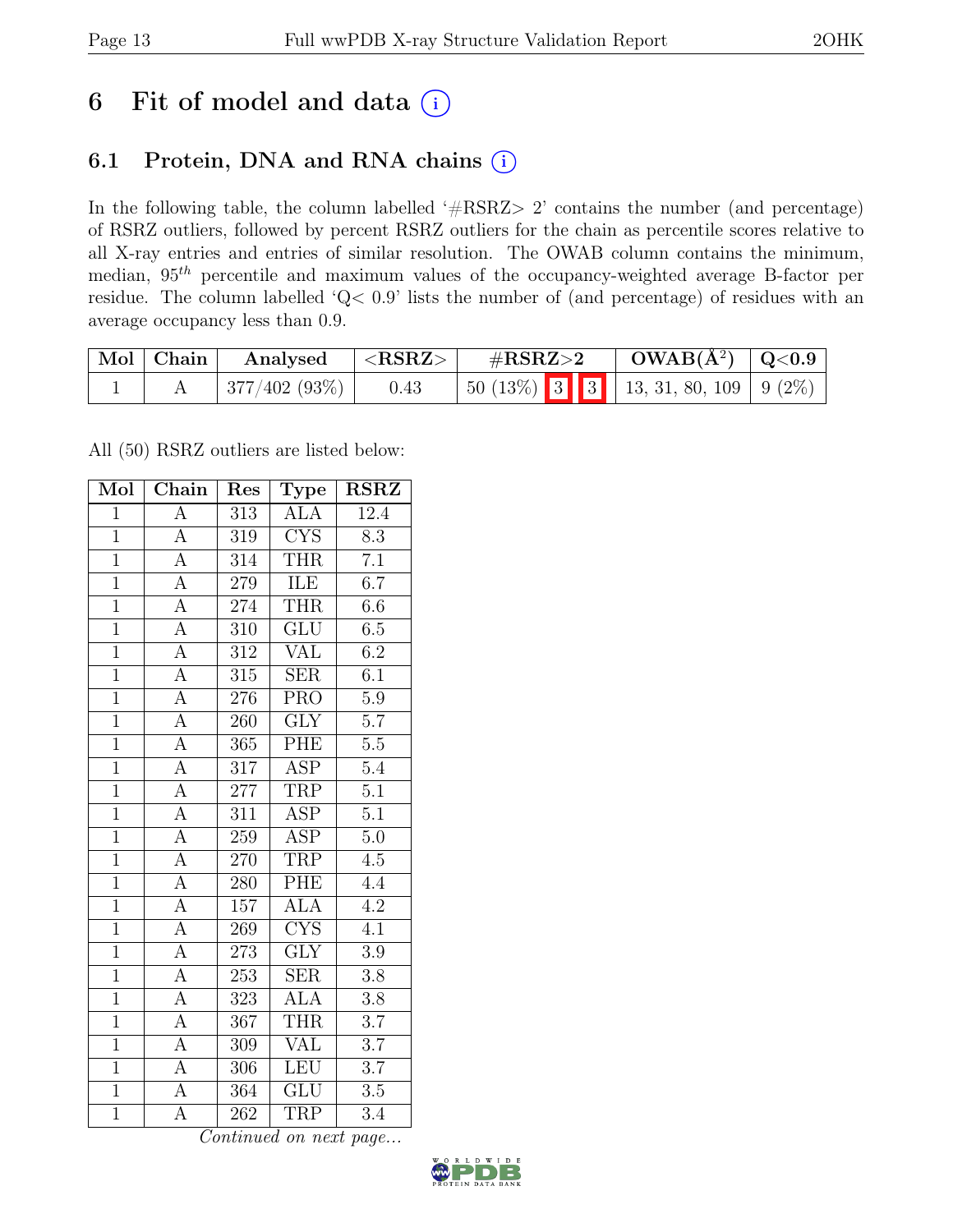# 6 Fit of model and data (i)

## 6.1 Protein, DNA and RNA chains (i)

In the following table, the column labelled '#RSRZ> 2' contains the number (and percentage) of RSRZ outliers, followed by percent RSRZ outliers for the chain as percentile scores relative to all X-ray entries and entries of similar resolution. The OWAB column contains the minimum, median, $95^{th}$ percentile and maximum values of the occupancy-weighted average B-factor per residue. The column labelled 'Q< 0.9' lists the number of (and percentage) of residues with an average occupancy less than 0.9.

| Mol | Chain | Analysed | <RSRZ> | #RSRZ>2 | OWAB(Å$^2$) | Q<0.9 |
|---|---|---|---|---|---|---|
| 1 | A | 377/402 (93%) | 0.43 | 50 (13%) 3 3 | 13, 31, 80, 109 | 9 (2%) |

All (50) RSRZ outliers are listed below:

| Mol | Chain | Res | Type | RSRZ |
|---|---|---|---|---|
| 1 | A | 313 | ALA | 12.4 |
| 1 | A | 319 | CYS | 8.3 |
| 1 | A | 314 | THR | 7.1 |
| 1 | A | 279 | ILE | 6.7 |
| 1 | A | 274 | THR | 6.6 |
| 1 | A | 310 | GLU | 6.5 |
| 1 | A | 312 | VAL | 6.2 |
| 1 | A | 315 | SER | 6.1 |
| 1 | A | 276 | PRO | 5.9 |
| 1 | A | 260 | GLY | 5.7 |
| 1 | A | 365 | PHE | 5.5 |
| 1 | A | 317 | ASP | 5.4 |
| 1 | A | 277 | TRP | 5.1 |
| 1 | A | 311 | ASP | 5.1 |
| 1 | A | 259 | ASP | 5.0 |
| 1 | A | 270 | TRP | 4.5 |
| 1 | A | 280 | PHE | 4.4 |
| 1 | A | 157 | ALA | 4.2 |
| 1 | A | 269 | CYS | 4.1 |
| 1 | A | 273 | GLY | 3.9 |
| 1 | A | 253 | SER | 3.8 |
| 1 | A | 323 | ALA | 3.8 |
| 1 | A | 367 | THR | 3.7 |
| 1 | A | 309 | VAL | 3.7 |
| 1 | A | 306 | LEU | 3.7 |
| 1 | A | 364 | GLU | 3.5 |
| 1 | A | 262 | TRP | 3.4 |

*Continued on next page...*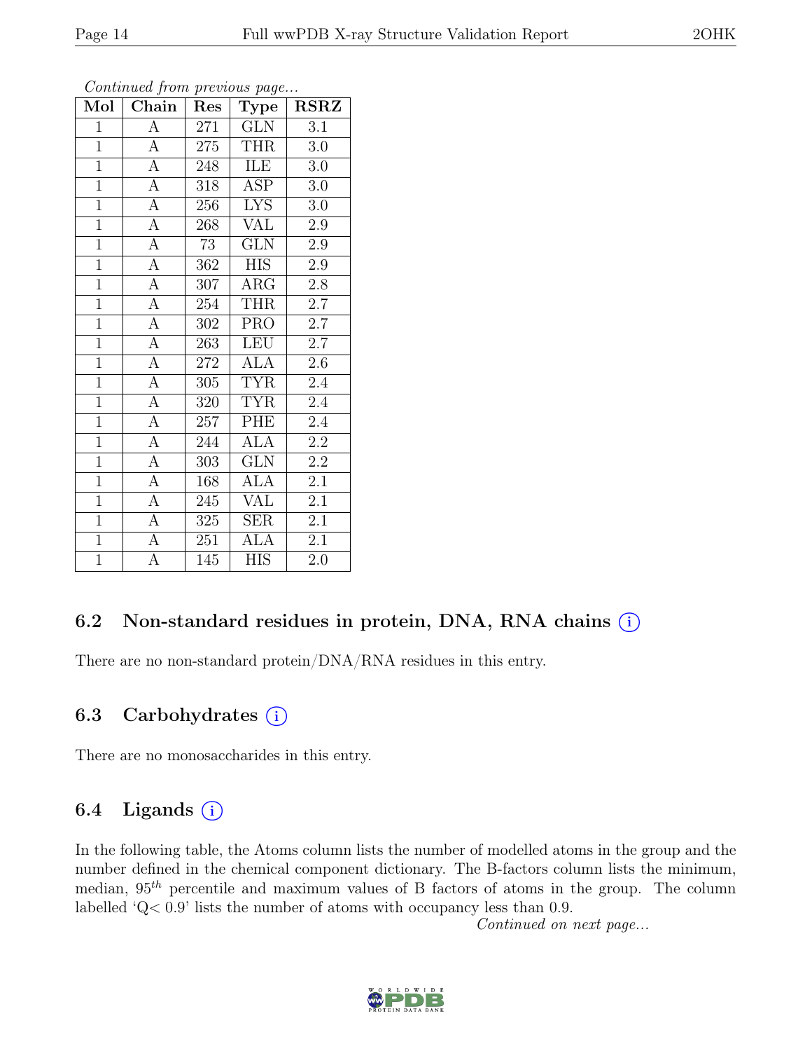*Continued from previous page...*

| Mol | Chain | Res | Type | RSRZ |
|---|---|---|---|---|
| 1 | A | 271 | GLN | 3.1 |
| 1 | A | 275 | THR | 3.0 |
| 1 | A | 248 | ILE | 3.0 |
| 1 | A | 318 | ASP | 3.0 |
| 1 | A | 256 | LYS | 3.0 |
| 1 | A | 268 | VAL | 2.9 |
| 1 | A | 73 | GLN | 2.9 |
| 1 | A | 362 | HIS | 2.9 |
| 1 | A | 307 | ARG | 2.8 |
| 1 | A | 254 | THR | 2.7 |
| 1 | A | 302 | PRO | 2.7 |
| 1 | A | 263 | LEU | 2.7 |
| 1 | A | 272 | ALA | 2.6 |
| 1 | A | 305 | TYR | 2.4 |
| 1 | A | 320 | TYR | 2.4 |
| 1 | A | 257 | PHE | 2.4 |
| 1 | A | 244 | ALA | 2.2 |
| 1 | A | 303 | GLN | 2.2 |
| 1 | A | 168 | ALA | 2.1 |
| 1 | A | 245 | VAL | 2.1 |
| 1 | A | 325 | SER | 2.1 |
| 1 | A | 251 | ALA | 2.1 |
| 1 | A | 145 | HIS | 2.0 |

### 6.2 Non-standard residues in protein, DNA, RNA chains (i)

There are no non-standard protein/DNA/RNA residues in this entry.

### 6.3 Carbohydrates (i)

There are no monosaccharides in this entry.

### 6.4 Ligands (i)

In the following table, the Atoms column lists the number of modelled atoms in the group and the number defined in the chemical component dictionary. The B-factors column lists the minimum, median, $95^{th}$ percentile and maximum values of B factors of atoms in the group. The column labelled 'Q< 0.9' lists the number of atoms with occupancy less than 0.9.

*Continued on next page...*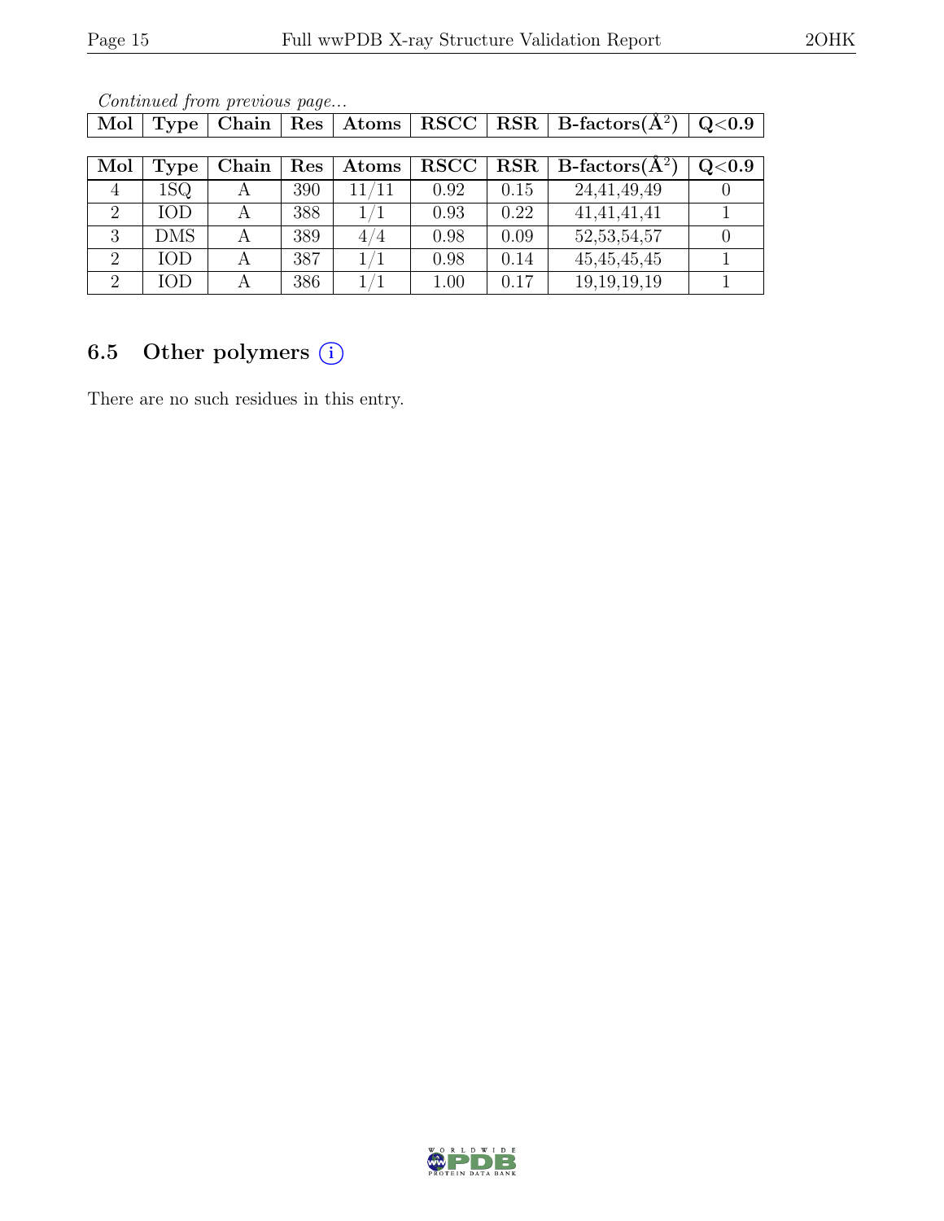*Continued from previous page...*

| Mol | Type | Chain | Res | Atoms | RSCC | RSR | B-factors(Å$^2$) | Q<0.9 |
|---|---|---|---|---|---|---|---|---|
| 4 | 1SQ | A | 390 | 11/11 | 0.92 | 0.15 | 24,41,49,49 | 0 |
| 2 | IOD | A | 388 | 1/1 | 0.93 | 0.22 | 41,41,41,41 | 1 |
| 3 | DMS | A | 389 | 4/4 | 0.98 | 0.09 | 52,53,54,57 | 0 |
| 2 | IOD | A | 387 | 1/1 | 0.98 | 0.14 | 45,45,45,45 | 1 |
| 2 | IOD | A | 386 | 1/1 | 1.00 | 0.17 | 19,19,19,19 | 1 |

## 6.5 Other polymers

There are no such residues in this entry.